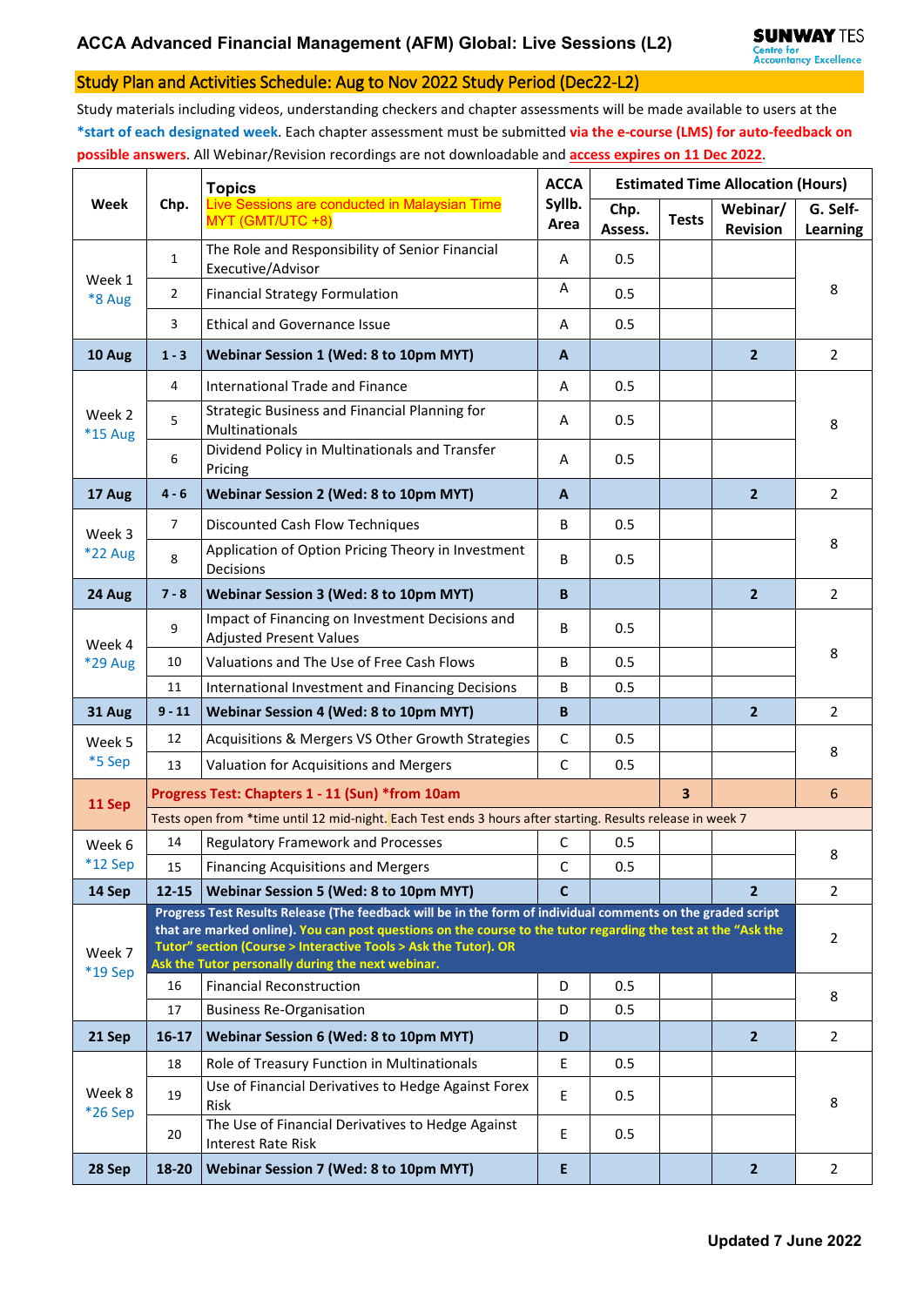# ACCA Advanced Financial Management (AFM) Global: Live Sessions (L2)

SUNWAY TES Centre for Accountancy Excellence

## Study Plan and Activities Schedule: Aug to Nov 2022 Study Period (Dec22-L2)

Study materials including videos, understanding checkers and chapter assessments will be made available to users at the *start of each designated week. Each chapter assessment must be submitted via the e-course (LMS) for auto-feedback on possible answers. All Webinar/Revision recordings are not downloadable and access expires on 11 Dec 2022.

| Week | Chp. | Topics<br>Live Sessions are conducted in Malaysian Time MYT (GMT/UTC +8) | ACCA Syllb. Area | Estimated Time Allocation (Hours) | | | |
|---|---|---|---|---|---|---|---|
| | | | | Chp. Assess. | Tests | Webinar/ Revision | G. Self-Learning |
| Week 1 *8 Aug | 1 | The Role and Responsibility of Senior Financial Executive/Advisor | A | 0.5 | | | 8 |
| | 2 | Financial Strategy Formulation | A | 0.5 | | | |
| | 3 | Ethical and Governance Issue | A | 0.5 | | | |
| **10 Aug** | **1 - 3** | **Webinar Session 1 (Wed: 8 to 10pm MYT)** | **A** | | | **2** | 2 |
| Week 2 *15 Aug | 4 | International Trade and Finance | A | 0.5 | | | 8 |
| | 5 | Strategic Business and Financial Planning for Multinationals | A | 0.5 | | | |
| | 6 | Dividend Policy in Multinationals and Transfer Pricing | A | 0.5 | | | |
| **17 Aug** | **4 - 6** | **Webinar Session 2 (Wed: 8 to 10pm MYT)** | **A** | | | **2** | 2 |
| Week 3 *22 Aug | 7 | Discounted Cash Flow Techniques | B | 0.5 | | | 8 |
| | 8 | Application of Option Pricing Theory in Investment Decisions | B | 0.5 | | | |
| **24 Aug** | **7 - 8** | **Webinar Session 3 (Wed: 8 to 10pm MYT)** | **B** | | | **2** | 2 |
| Week 4 *29 Aug | 9 | Impact of Financing on Investment Decisions and Adjusted Present Values | B | 0.5 | | | 8 |
| | 10 | Valuations and The Use of Free Cash Flows | B | 0.5 | | | |
| | 11 | International Investment and Financing Decisions | B | 0.5 | | | |
| **31 Aug** | **9 - 11** | **Webinar Session 4 (Wed: 8 to 10pm MYT)** | **B** | | | **2** | 2 |
| Week 5 *5 Sep | 12 | Acquisitions & Mergers VS Other Growth Strategies | C | 0.5 | | | 8 |
| | 13 | Valuation for Acquisitions and Mergers | C | 0.5 | | | |
| **11 Sep** | **Progress Test: Chapters 1 - 11 (Sun) *from 10am** | | | | **3** | | 6 |
| | Tests open from *time until 12 mid-night. Each Test ends 3 hours after starting. Results release in week 7 | | | | | | |
| Week 6 *12 Sep | 14 | Regulatory Framework and Processes | C | 0.5 | | | 8 |
| | 15 | Financing Acquisitions and Mergers | C | 0.5 | | | |
| **14 Sep** | **12-15** | **Webinar Session 5 (Wed: 8 to 10pm MYT)** | **C** | | | **2** | 2 |
| Week 7 *19 Sep | **Progress Test Results Release (The feedback will be in the form of individual comments on the graded script that are marked online). You can post questions on the course to the tutor regarding the test at the "Ask the Tutor" section (Course > Interactive Tools > Ask the Tutor). OR Ask the Tutor personally during the next webinar.** | | | | | | 2 |
| | 16 | Financial Reconstruction | D | 0.5 | | | 8 |
| | 17 | Business Re-Organisation | D | 0.5 | | | |
| **21 Sep** | **16-17** | **Webinar Session 6 (Wed: 8 to 10pm MYT)** | **D** | | | **2** | 2 |
| Week 8 *26 Sep | 18 | Role of Treasury Function in Multinationals | E | 0.5 | | | 8 |
| | 19 | Use of Financial Derivatives to Hedge Against Forex Risk | E | 0.5 | | | |
| | 20 | The Use of Financial Derivatives to Hedge Against Interest Rate Risk | E | 0.5 | | | |
| **28 Sep** | **18-20** | **Webinar Session 7 (Wed: 8 to 10pm MYT)** | **E** | | | **2** | 2 |

**Updated 7 June 2022**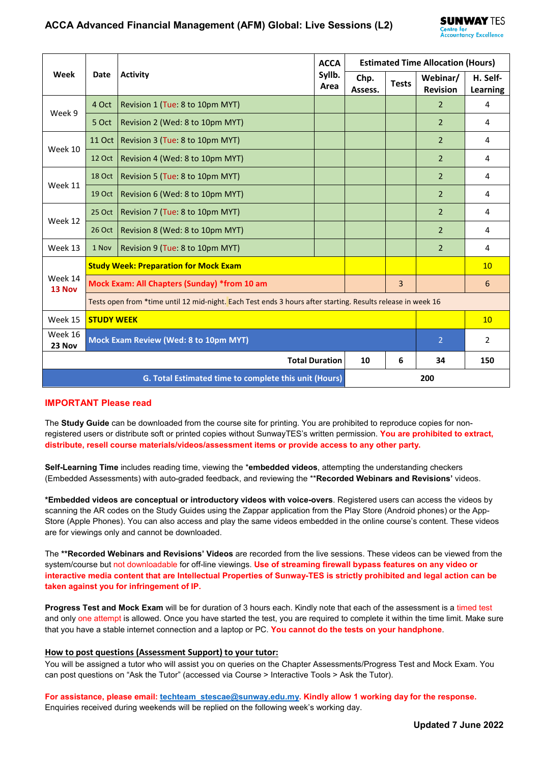# ACCA Advanced Financial Management (AFM) Global: Live Sessions (L2)

| Week | Date | Activity | ACCA Syllb. Area | Estimated Time Allocation (Hours) | | | |
|---|---|---|---|---|---|---|---|
| | | | | Chp. Assess. | Tests | Webinar/ Revision | H. Self-Learning |
| Week 9 | 4 Oct | Revision 1 (Tue: 8 to 10pm MYT) | | | | 2 | 4 |
| | 5 Oct | Revision 2 (Wed: 8 to 10pm MYT) | | | | 2 | 4 |
| Week 10 | 11 Oct | Revision 3 (Tue: 8 to 10pm MYT) | | | | 2 | 4 |
| | 12 Oct | Revision 4 (Wed: 8 to 10pm MYT) | | | | 2 | 4 |
| Week 11 | 18 Oct | Revision 5 (Tue: 8 to 10pm MYT) | | | | 2 | 4 |
| | 19 Oct | Revision 6 (Wed: 8 to 10pm MYT) | | | | 2 | 4 |
| Week 12 | 25 Oct | Revision 7 (Tue: 8 to 10pm MYT) | | | | 2 | 4 |
| | 26 Oct | Revision 8 (Wed: 8 to 10pm MYT) | | | | 2 | 4 |
| Week 13 | 1 Nov | Revision 9 (Tue: 8 to 10pm MYT) | | | | 2 | 4 |
| Week 14 13 Nov | **Study Week: Preparation for Mock Exam** | | | | | | 10 |
| | **Mock Exam: All Chapters (Sunday) *from 10 am** | | | | 3 | | 6 |
| | Tests open from *time until 12 mid-night. Each Test ends 3 hours after starting. Results release in week 16 | | | | | | |
| Week 15 | **STUDY WEEK** | | | | | | 10 |
| Week 16 23 Nov | **Mock Exam Review (Wed: 8 to 10pm MYT)** | | | | | 2 | 2 |
| | | | **Total Duration** | 10 | 6 | 34 | 150 |
| | | | **G. Total Estimated time to complete this unit (Hours)** | 200 | | | |

**IMPORTANT Please read**

The **Study Guide** can be downloaded from the course site for printing. You are prohibited to reproduce copies for non-registered users or distribute soft or printed copies without SunwayTES's written permission. **You are prohibited to extract, distribute, resell course materials/videos/assessment items or provide access to any other party.**

**Self-Learning Time** includes reading time, viewing the ***embedded videos**, attempting the understanding checkers (Embedded Assessments) with auto-graded feedback, and reviewing the ****Recorded Webinars and Revisions'** videos.

***Embedded videos are conceptual or introductory videos with voice-overs**. Registered users can access the videos by scanning the AR codes on the Study Guides using the Zappar application from the Play Store (Android phones) or the App-Store (Apple Phones). You can also access and play the same videos embedded in the online course's content. These videos are for viewings only and cannot be downloaded.

The ****Recorded Webinars and Revisions' Videos** are recorded from the live sessions. These videos can be viewed from the system/course but not downloadable for off-line viewings. **Use of streaming firewall bypass features on any video or interactive media content that are Intellectual Properties of Sunway-TES is strictly prohibited and legal action can be taken against you for infringement of IP.**

**Progress Test and Mock Exam** will be for duration of 3 hours each. Kindly note that each of the assessment is a timed test and only one attempt is allowed. Once you have started the test, you are required to complete it within the time limit. Make sure that you have a stable internet connection and a laptop or PC. **You cannot do the tests on your handphone**.

**How to post questions (Assessment Support) to your tutor:**

You will be assigned a tutor who will assist you on queries on the Chapter Assessments/Progress Test and Mock Exam. You can post questions on "Ask the Tutor" (accessed via Course > Interactive Tools > Ask the Tutor).

**For assistance, please email: techteam_stescae@sunway.edu.my. Kindly allow 1 working day for the response.**
Enquiries received during weekends will be replied on the following week's working day.

**Updated 7 June 2022**